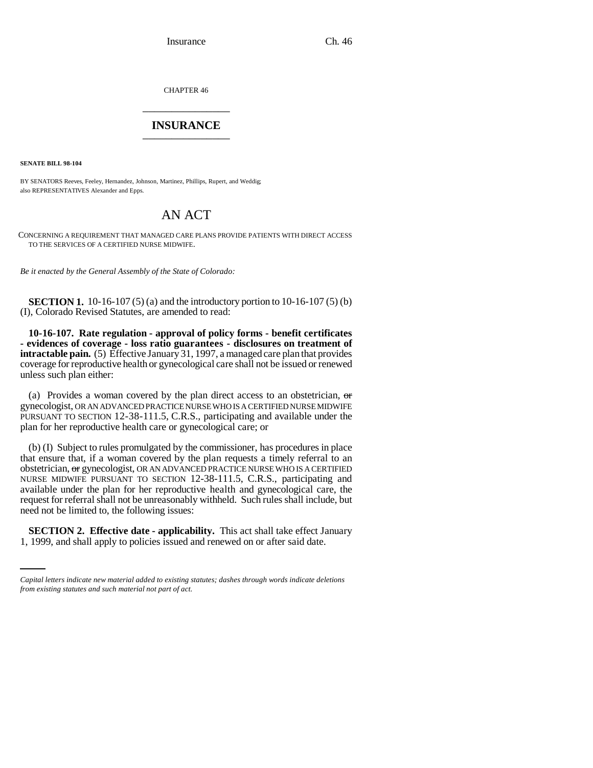CHAPTER 46

# INSURANCE

**SENATE BILL 98-104**

BY SENATORS Reeves, Feeley, Hernandez, Johnson, Martinez, Phillips, Rupert, and Weddig;
also REPRESENTATIVES Alexander and Epps.

## AN ACT

CONCERNING A REQUIREMENT THAT MANAGED CARE PLANS PROVIDE PATIENTS WITH DIRECT ACCESS TO THE SERVICES OF A CERTIFIED NURSE MIDWIFE.

*Be it enacted by the General Assembly of the State of Colorado:*

**SECTION 1.** 10-16-107 (5) (a) and the introductory portion to 10-16-107 (5) (b) (I), Colorado Revised Statutes, are amended to read:

**10-16-107. Rate regulation - approval of policy forms - benefit certificates - evidences of coverage - loss ratio guarantees - disclosures on treatment of intractable pain.** (5) Effective January 31, 1997, a managed care plan that provides coverage for reproductive health or gynecological care shall not be issued or renewed unless such plan either:

(a) Provides a woman covered by the plan direct access to an obstetrician, ~~or~~ gynecologist, OR AN ADVANCED PRACTICE NURSE WHO IS A CERTIFIED NURSE MIDWIFE PURSUANT TO SECTION 12-38-111.5, C.R.S., participating and available under the plan for her reproductive health care or gynecological care; or

(b) (I) Subject to rules promulgated by the commissioner, has procedures in place that ensure that, if a woman covered by the plan requests a timely referral to an obstetrician, ~~or~~ gynecologist, OR AN ADVANCED PRACTICE NURSE WHO IS A CERTIFIED NURSE MIDWIFE PURSUANT TO SECTION 12-38-111.5, C.R.S., participating and available under the plan for her reproductive health and gynecological care, the request for referral shall not be unreasonably withheld. Such rules shall include, but need not be limited to, the following issues:

**SECTION 2. Effective date - applicability.** This act shall take effect January 1, 1999, and shall apply to policies issued and renewed on or after said date.

*Capital letters indicate new material added to existing statutes; dashes through words indicate deletions from existing statutes and such material not part of act.*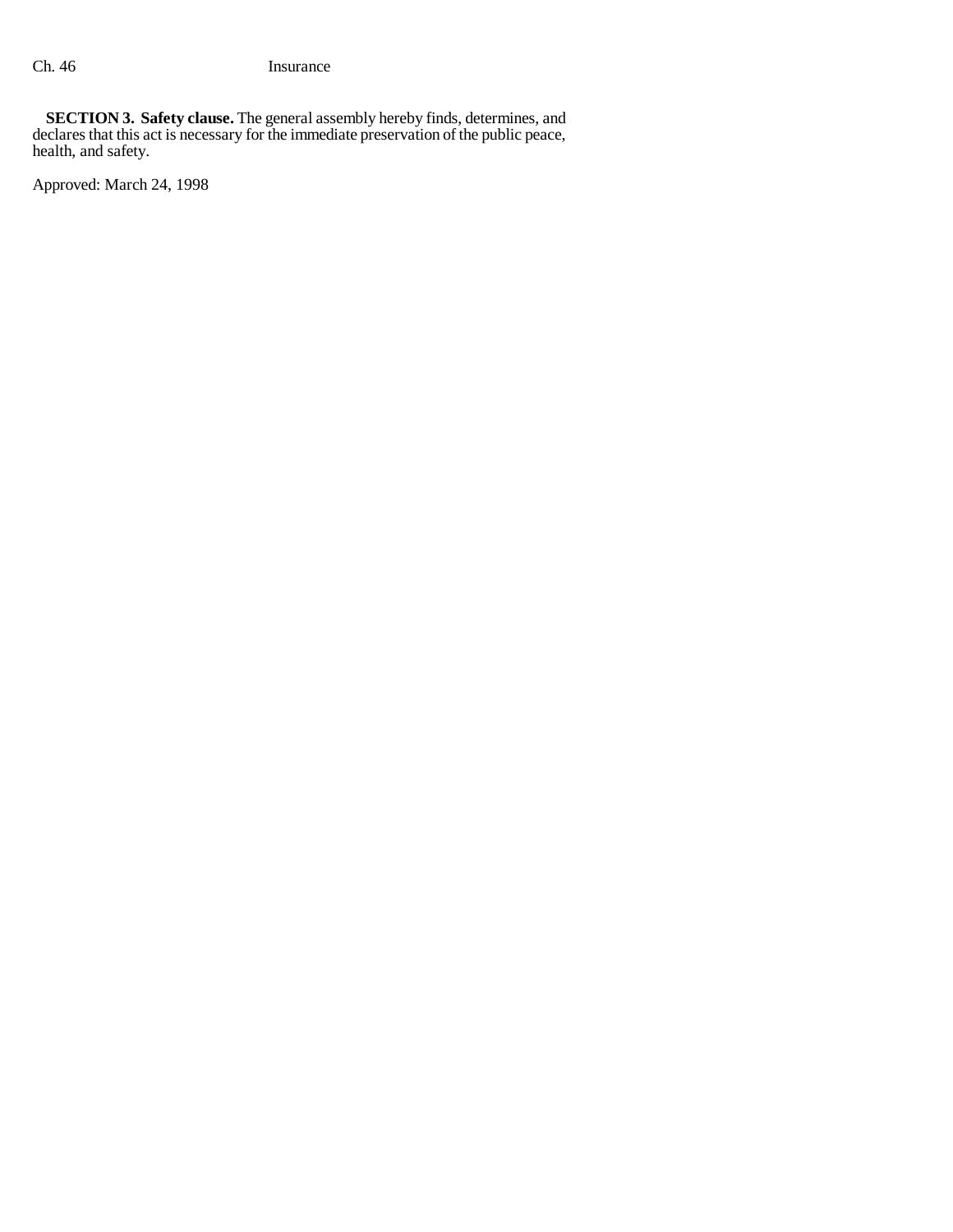**SECTION 3. Safety clause.** The general assembly hereby finds, determines, and declares that this act is necessary for the immediate preservation of the public peace, health, and safety.

Approved: March 24, 1998